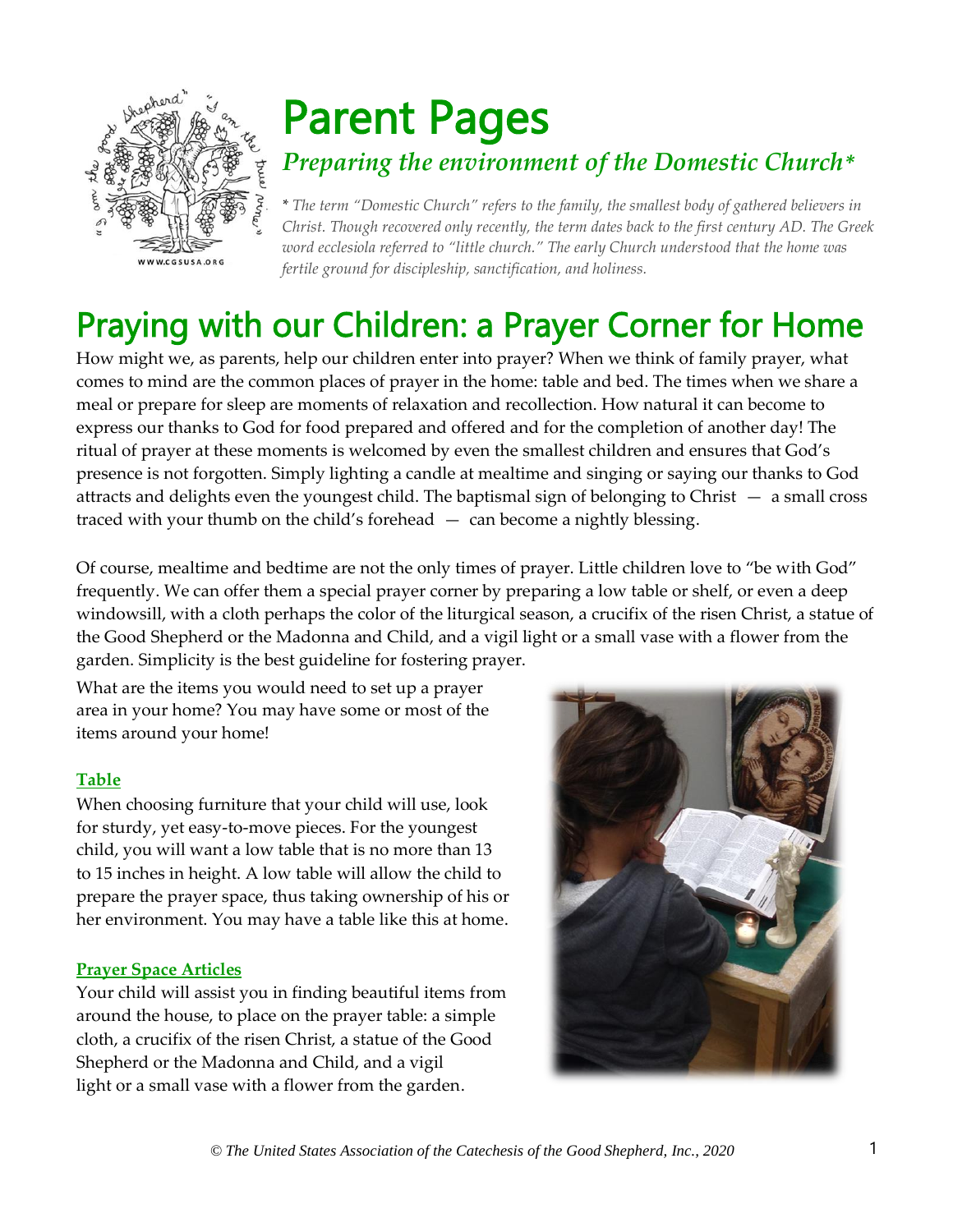# Parent Pages

## *Preparing the environment of the Domestic Church**

*\* The term "Domestic Church" refers to the family, the smallest body of gathered believers in Christ. Though recovered only recently, the term dates back to the first century AD. The Greek word ecclesiola referred to "little church." The early Church understood that the home was fertile ground for discipleship, sanctification, and holiness.*

# Praying with our Children: a Prayer Corner for Home

How might we, as parents, help our children enter into prayer? When we think of family prayer, what comes to mind are the common places of prayer in the home: table and bed. The times when we share a meal or prepare for sleep are moments of relaxation and recollection. How natural it can become to express our thanks to God for food prepared and offered and for the completion of another day! The ritual of prayer at these moments is welcomed by even the smallest children and ensures that God's presence is not forgotten. Simply lighting a candle at mealtime and singing or saying our thanks to God attracts and delights even the youngest child. The baptismal sign of belonging to Christ — a small cross traced with your thumb on the child's forehead — can become a nightly blessing.

Of course, mealtime and bedtime are not the only times of prayer. Little children love to "be with God" frequently. We can offer them a special prayer corner by preparing a low table or shelf, or even a deep windowsill, with a cloth perhaps the color of the liturgical season, a crucifix of the risen Christ, a statue of the Good Shepherd or the Madonna and Child, and a vigil light or a small vase with a flower from the garden. Simplicity is the best guideline for fostering prayer.

What are the items you would need to set up a prayer area in your home? You may have some or most of the items around your home!

**Table**

When choosing furniture that your child will use, look for sturdy, yet easy-to-move pieces. For the youngest child, you will want a low table that is no more than 13 to 15 inches in height. A low table will allow the child to prepare the prayer space, thus taking ownership of his or her environment. You may have a table like this at home.

**Prayer Space Articles**

Your child will assist you in finding beautiful items from around the house, to place on the prayer table: a simple cloth, a crucifix of the risen Christ, a statue of the Good Shepherd or the Madonna and Child, and a vigil light or a small vase with a flower from the garden.

*© The United States Association of the Catechesis of the Good Shepherd, Inc., 2020*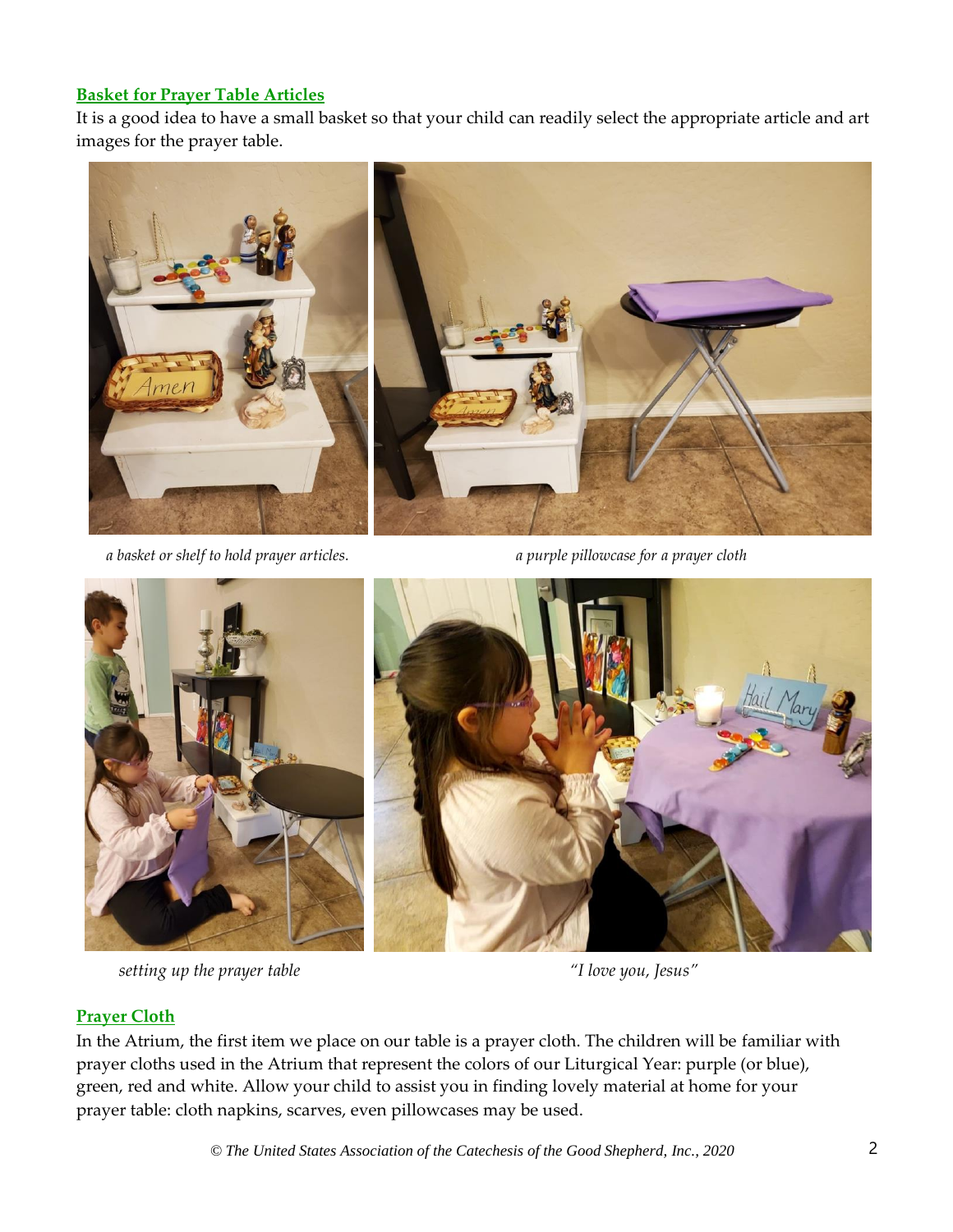## Basket for Prayer Table Articles

It is a good idea to have a small basket so that your child can readily select the appropriate article and art images for the prayer table.

*a basket or shelf to hold prayer articles.*

*a purple pillowcase for a prayer cloth*

*setting up the prayer table*

*"I love you, Jesus"*

## Prayer Cloth

In the Atrium, the first item we place on our table is a prayer cloth. The children will be familiar with prayer cloths used in the Atrium that represent the colors of our Liturgical Year: purple (or blue), green, red and white. Allow your child to assist you in finding lovely material at home for your prayer table: cloth napkins, scarves, even pillowcases may be used.

*© The United States Association of the Catechesis of the Good Shepherd, Inc., 2020*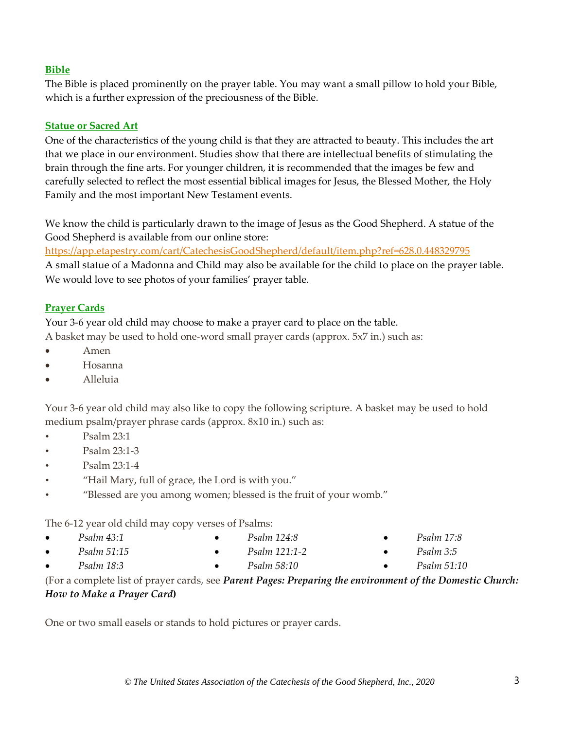**Bible**

The Bible is placed prominently on the prayer table. You may want a small pillow to hold your Bible, which is a further expression of the preciousness of the Bible.

**Statue or Sacred Art**

One of the characteristics of the young child is that they are attracted to beauty. This includes the art that we place in our environment. Studies show that there are intellectual benefits of stimulating the brain through the fine arts. For younger children, it is recommended that the images be few and carefully selected to reflect the most essential biblical images for Jesus, the Blessed Mother, the Holy Family and the most important New Testament events.

We know the child is particularly drawn to the image of Jesus as the Good Shepherd. A statue of the Good Shepherd is available from our online store:
https://app.etapestry.com/cart/CatechesisGoodShepherd/default/item.php?ref=628.0.448329795
A small statue of a Madonna and Child may also be available for the child to place on the prayer table. We would love to see photos of your families' prayer table.

**Prayer Cards**

Your 3-6 year old child may choose to make a prayer card to place on the table.
A basket may be used to hold one-word small prayer cards (approx. 5x7 in.) such as:

- Amen
- Hosanna
- Alleluia

Your 3-6 year old child may also like to copy the following scripture. A basket may be used to hold medium psalm/prayer phrase cards (approx. 8x10 in.) such as:

- Psalm 23:1
- Psalm 23:1-3
- Psalm 23:1-4
- "Hail Mary, full of grace, the Lord is with you."
- "Blessed are you among women; blessed is the fruit of your womb."

The 6-12 year old child may copy verses of Psalms:

- *Psalm 43:1*
- *Psalm 51:15*
- *Psalm 18:3*
- *Psalm 124:8*
- *Psalm 121:1-2*
- *Psalm 58:10*
- *Psalm 17:8*
- *Psalm 3:5*
- *Psalm 51:10*

(For a complete list of prayer cards, see ***Parent Pages: Preparing the environment of the Domestic Church: How to Make a Prayer Card***)

One or two small easels or stands to hold pictures or prayer cards.

*© The United States Association of the Catechesis of the Good Shepherd, Inc., 2020*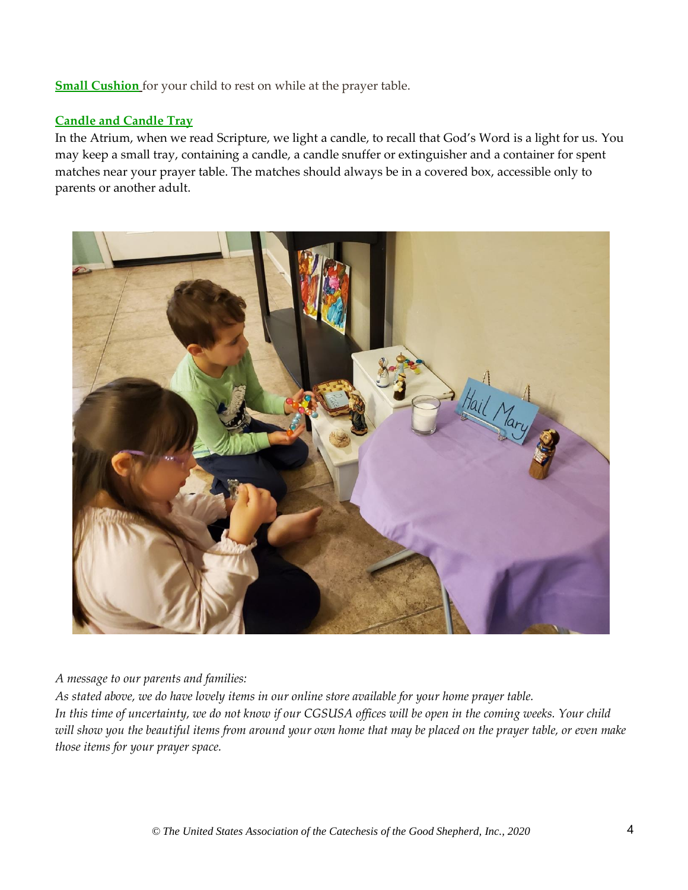**Small Cushion** for your child to rest on while at the prayer table.

**Candle and Candle Tray**

In the Atrium, when we read Scripture, we light a candle, to recall that God's Word is a light for us. You may keep a small tray, containing a candle, a candle snuffer or extinguisher and a container for spent matches near your prayer table. The matches should always be in a covered box, accessible only to parents or another adult.

*A message to our parents and families:*

*As stated above, we do have lovely items in our online store available for your home prayer table.*

*In this time of uncertainty, we do not know if our CGSUSA offices will be open in the coming weeks. Your child will show you the beautiful items from around your own home that may be placed on the prayer table, or even make those items for your prayer space.*

*© The United States Association of the Catechesis of the Good Shepherd, Inc., 2020*